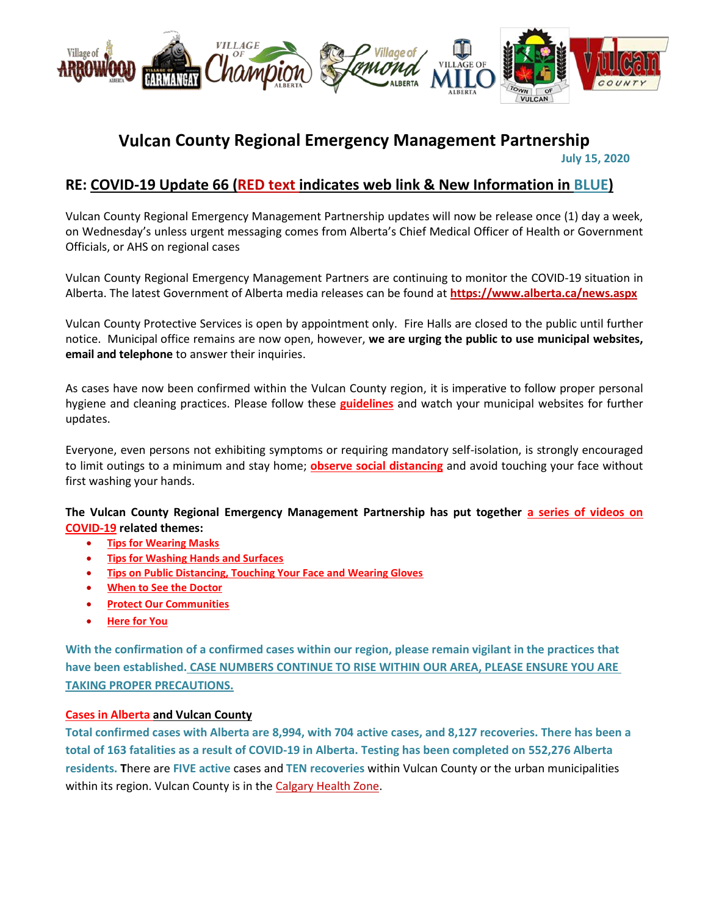# Vulcan County Regional Emergency Management Partnership

July 15, 2020

## RE: COVID-19 Update 66 (RED text indicates web link & New Information in BLUE)

Vulcan County Regional Emergency Management Partnership updates will now be release once (1) day a week, on Wednesday's unless urgent messaging comes from Alberta's Chief Medical Officer of Health or Government Officials, or AHS on regional cases

Vulcan County Regional Emergency Management Partners are continuing to monitor the COVID-19 situation in Alberta. The latest Government of Alberta media releases can be found at **https://www.alberta.ca/news.aspx**

Vulcan County Protective Services is open by appointment only. Fire Halls are closed to the public until further notice. Municipal office remains are now open, however, **we are urging the public to use municipal websites, email and telephone** to answer their inquiries.

As cases have now been confirmed within the Vulcan County region, it is imperative to follow proper personal hygiene and cleaning practices. Please follow these **guidelines** and watch your municipal websites for further updates.

Everyone, even persons not exhibiting symptoms or requiring mandatory self-isolation, is strongly encouraged to limit outings to a minimum and stay home; **observe social distancing** and avoid touching your face without first washing your hands.

**The Vulcan County Regional Emergency Management Partnership has put together a series of videos on COVID-19 related themes:**

- **Tips for Wearing Masks**
- **Tips for Washing Hands and Surfaces**
- **Tips on Public Distancing, Touching Your Face and Wearing Gloves**
- **When to See the Doctor**
- **Protect Our Communities**
- **Here for You**

**With the confirmation of a confirmed cases within our region, please remain vigilant in the practices that have been established. CASE NUMBERS CONTINUE TO RISE WITHIN OUR AREA, PLEASE ENSURE YOU ARE TAKING PROPER PRECAUTIONS.**

**Cases in Alberta and Vulcan County**

**Total confirmed cases with Alberta are 8,994, with 704 active cases, and 8,127 recoveries. There has been a total of 163 fatalities as a result of COVID-19 in Alberta. Testing has been completed on 552,276 Alberta residents. T**here are **FIVE active** cases and **TEN recoveries** within Vulcan County or the urban municipalities within its region. Vulcan County is in the Calgary Health Zone.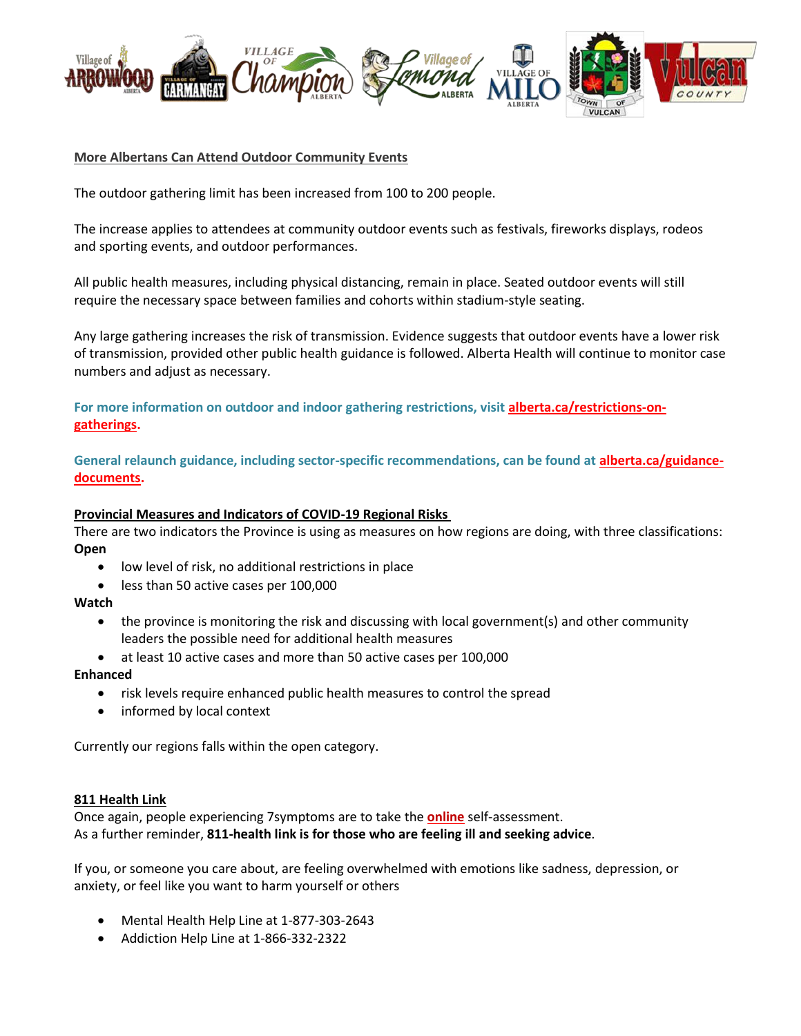## More Albertans Can Attend Outdoor Community Events

The outdoor gathering limit has been increased from 100 to 200 people.

The increase applies to attendees at community outdoor events such as festivals, fireworks displays, rodeos and sporting events, and outdoor performances.

All public health measures, including physical distancing, remain in place. Seated outdoor events will still require the necessary space between families and cohorts within stadium-style seating.

Any large gathering increases the risk of transmission. Evidence suggests that outdoor events have a lower risk of transmission, provided other public health guidance is followed. Alberta Health will continue to monitor case numbers and adjust as necessary.

**For more information on outdoor and indoor gathering restrictions, visit alberta.ca/restrictions-on-gatherings.**

**General relaunch guidance, including sector-specific recommendations, can be found at alberta.ca/guidance-documents.**

## Provincial Measures and Indicators of COVID-19 Regional Risks

There are two indicators the Province is using as measures on how regions are doing, with three classifications:

**Open**

- low level of risk, no additional restrictions in place
- less than 50 active cases per 100,000

**Watch**

- the province is monitoring the risk and discussing with local government(s) and other community leaders the possible need for additional health measures
- at least 10 active cases and more than 50 active cases per 100,000

**Enhanced**

- risk levels require enhanced public health measures to control the spread
- informed by local context

Currently our regions falls within the open category.

## 811 Health Link

Once again, people experiencing 7symptoms are to take the online self-assessment.
As a further reminder, **811-health link is for those who are feeling ill and seeking advice**.

If you, or someone you care about, are feeling overwhelmed with emotions like sadness, depression, or anxiety, or feel like you want to harm yourself or others

- Mental Health Help Line at 1-877-303-2643
- Addiction Help Line at 1-866-332-2322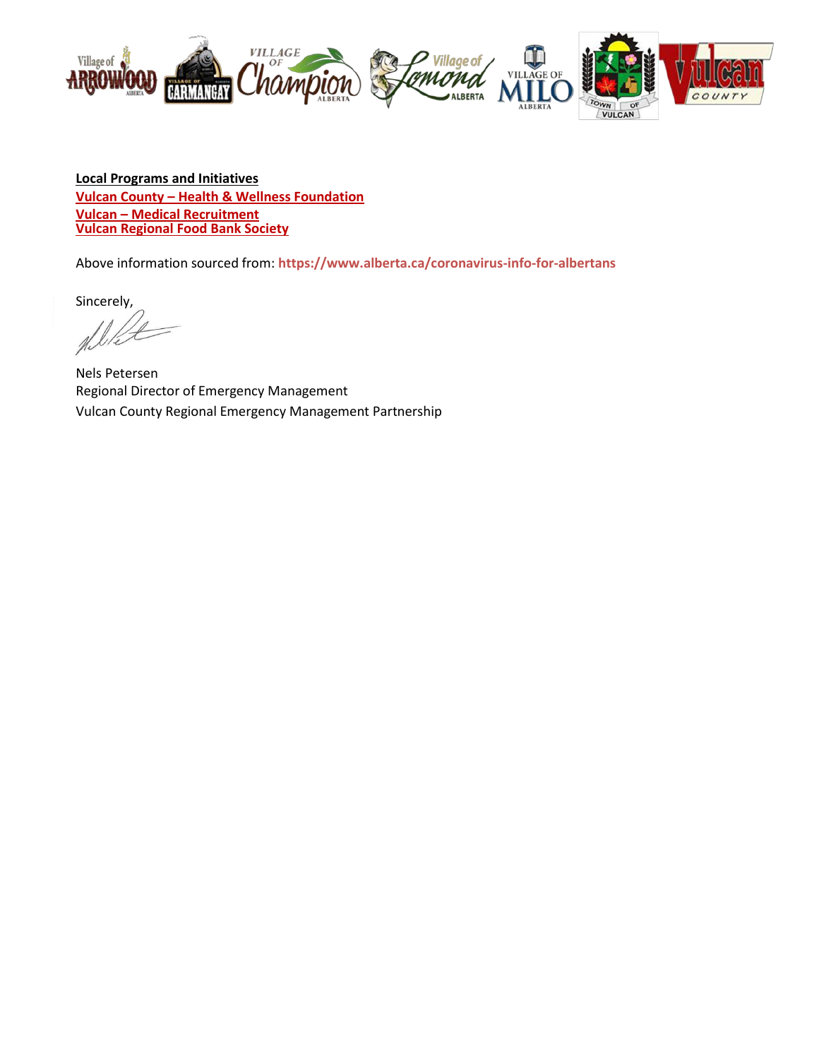**Local Programs and Initiatives**

**Vulcan County – Health & Wellness Foundation**

**Vulcan – Medical Recruitment**

**Vulcan Regional Food Bank Society**

Above information sourced from: **https://www.alberta.ca/coronavirus-info-for-albertans**

Sincerely,

Nels Petersen
Regional Director of Emergency Management
Vulcan County Regional Emergency Management Partnership